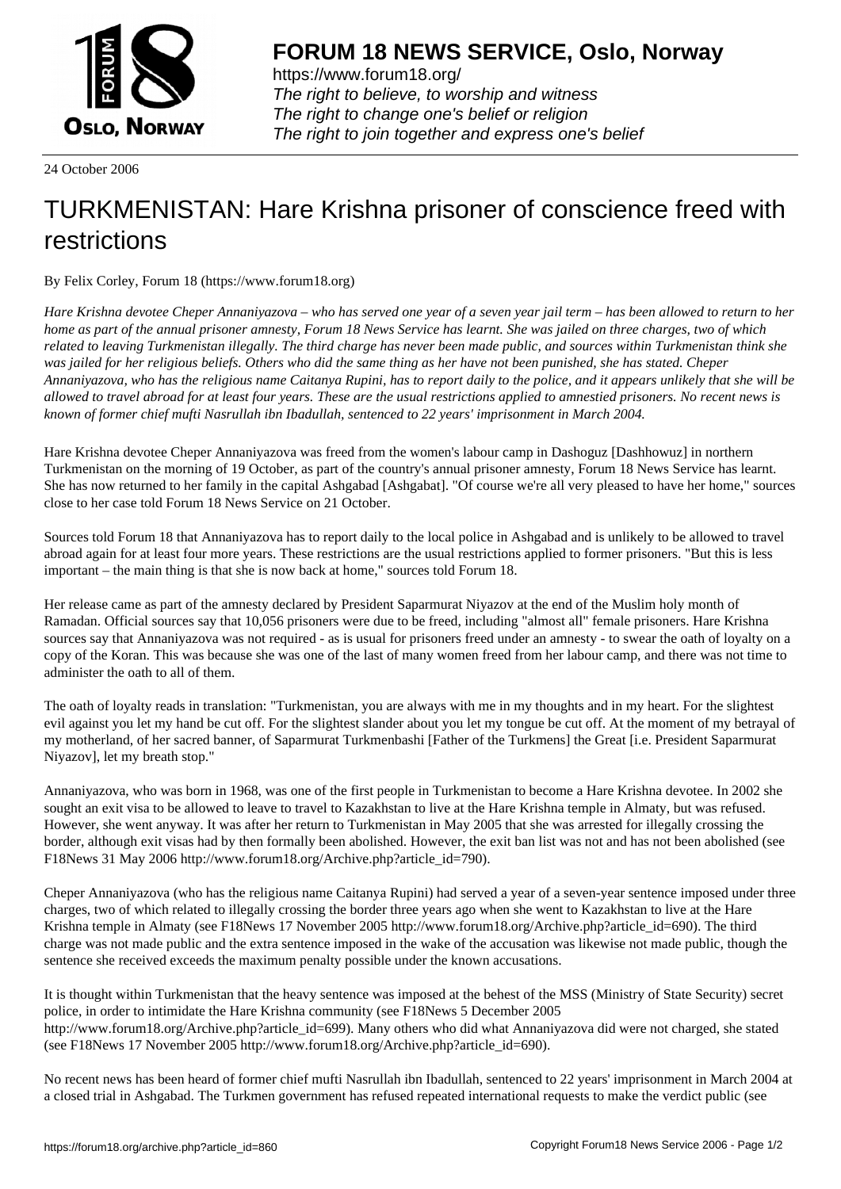# FORUM 18 NEWS SERVICE, Oslo, Norway

https://www.forum18.org/
*The right to believe, to worship and witness*
*The right to change one's belief or religion*
*The right to join together and express one's belief*

24 October 2006

# TURKMENISTAN: Hare Krishna prisoner of conscience freed with restrictions

By Felix Corley, Forum 18 (https://www.forum18.org)

*Hare Krishna devotee Cheper Annaniyazova – who has served one year of a seven year jail term – has been allowed to return to her home as part of the annual prisoner amnesty, Forum 18 News Service has learnt. She was jailed on three charges, two of which related to leaving Turkmenistan illegally. The third charge has never been made public, and sources within Turkmenistan think she was jailed for her religious beliefs. Others who did the same thing as her have not been punished, she has stated. Cheper Annaniyazova, who has the religious name Caitanya Rupini, has to report daily to the police, and it appears unlikely that she will be allowed to travel abroad for at least four years. These are the usual restrictions applied to amnestied prisoners. No recent news is known of former chief mufti Nasrullah ibn Ibadullah, sentenced to 22 years' imprisonment in March 2004.*

Hare Krishna devotee Cheper Annaniyazova was freed from the women's labour camp in Dashoguz [Dashhowuz] in northern Turkmenistan on the morning of 19 October, as part of the country's annual prisoner amnesty, Forum 18 News Service has learnt. She has now returned to her family in the capital Ashgabad [Ashgabat]. "Of course we're all very pleased to have her home," sources close to her case told Forum 18 News Service on 21 October.

Sources told Forum 18 that Annaniyazova has to report daily to the local police in Ashgabad and is unlikely to be allowed to travel abroad again for at least four more years. These restrictions are the usual restrictions applied to former prisoners. "But this is less important – the main thing is that she is now back at home," sources told Forum 18.

Her release came as part of the amnesty declared by President Saparmurat Niyazov at the end of the Muslim holy month of Ramadan. Official sources say that 10,056 prisoners were due to be freed, including "almost all" female prisoners. Hare Krishna sources say that Annaniyazova was not required - as is usual for prisoners freed under an amnesty - to swear the oath of loyalty on a copy of the Koran. This was because she was one of the last of many women freed from her labour camp, and there was not time to administer the oath to all of them.

The oath of loyalty reads in translation: "Turkmenistan, you are always with me in my thoughts and in my heart. For the slightest evil against you let my hand be cut off. For the slightest slander about you let my tongue be cut off. At the moment of my betrayal of my motherland, of her sacred banner, of Saparmurat Turkmenbashi [Father of the Turkmens] the Great [i.e. President Saparmurat Niyazov], let my breath stop."

Annaniyazova, who was born in 1968, was one of the first people in Turkmenistan to become a Hare Krishna devotee. In 2002 she sought an exit visa to be allowed to leave to travel to Kazakhstan to live at the Hare Krishna temple in Almaty, but was refused. However, she went anyway. It was after her return to Turkmenistan in May 2005 that she was arrested for illegally crossing the border, although exit visas had by then formally been abolished. However, the exit ban list was not and has not been abolished (see F18News 31 May 2006 http://www.forum18.org/Archive.php?article_id=790).

Cheper Annaniyazova (who has the religious name Caitanya Rupini) had served a year of a seven-year sentence imposed under three charges, two of which related to illegally crossing the border three years ago when she went to Kazakhstan to live at the Hare Krishna temple in Almaty (see F18News 17 November 2005 http://www.forum18.org/Archive.php?article_id=690). The third charge was not made public and the extra sentence imposed in the wake of the accusation was likewise not made public, though the sentence she received exceeds the maximum penalty possible under the known accusations.

It is thought within Turkmenistan that the heavy sentence was imposed at the behest of the MSS (Ministry of State Security) secret police, in order to intimidate the Hare Krishna community (see F18News 5 December 2005 http://www.forum18.org/Archive.php?article_id=699). Many others who did what Annaniyazova did were not charged, she stated (see F18News 17 November 2005 http://www.forum18.org/Archive.php?article_id=690).

No recent news has been heard of former chief mufti Nasrullah ibn Ibadullah, sentenced to 22 years' imprisonment in March 2004 at a closed trial in Ashgabad. The Turkmen government has refused repeated international requests to make the verdict public (see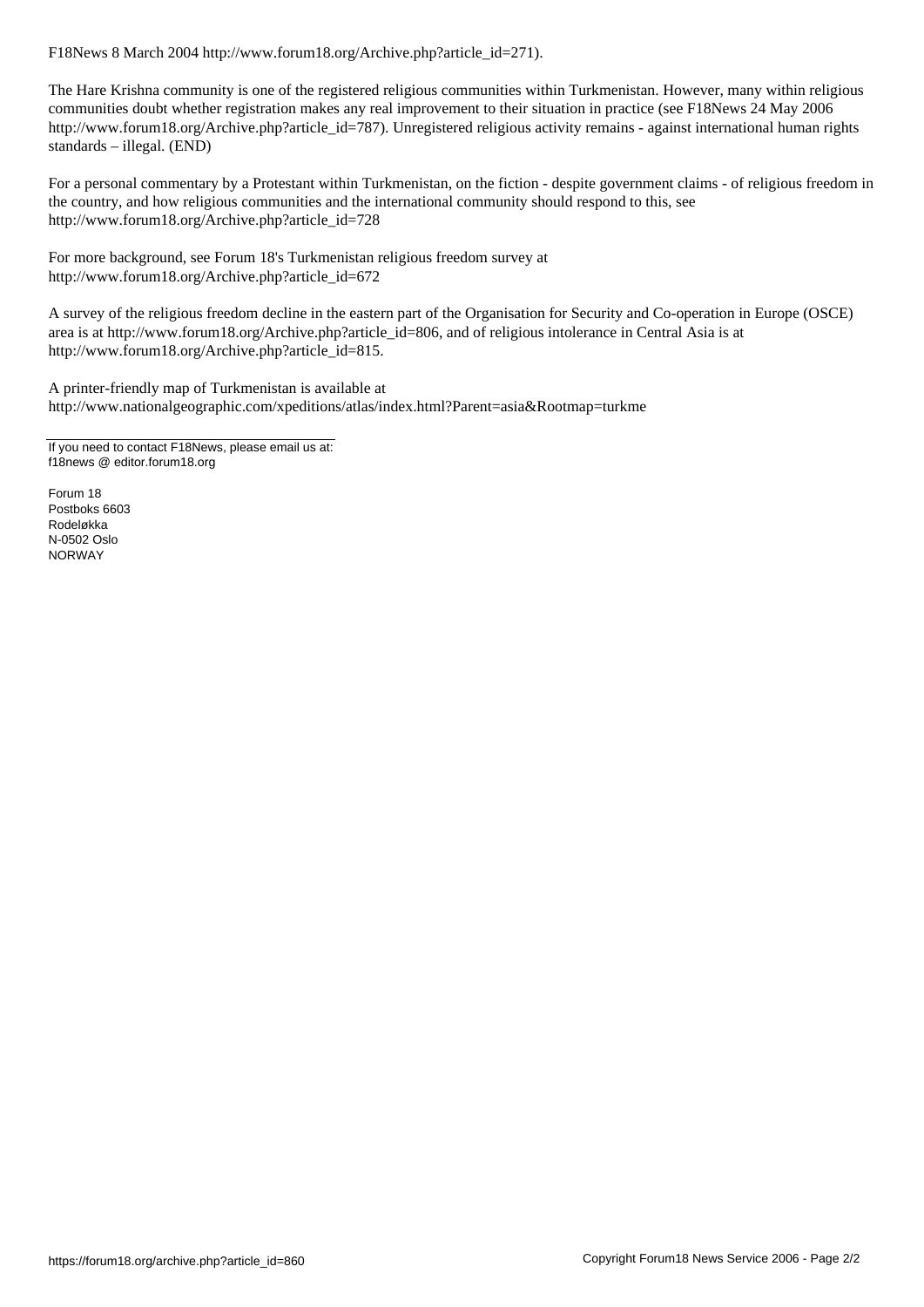F18News 8 March 2004 http://www.forum18.org/Archive.php?article_id=271).

The Hare Krishna community is one of the registered religious communities within Turkmenistan. However, many within religious communities doubt whether registration makes any real improvement to their situation in practice (see F18News 24 May 2006 http://www.forum18.org/Archive.php?article_id=787). Unregistered religious activity remains - against international human rights standards – illegal. (END)

For a personal commentary by a Protestant within Turkmenistan, on the fiction - despite government claims - of religious freedom in the country, and how religious communities and the international community should respond to this, see http://www.forum18.org/Archive.php?article_id=728

For more background, see Forum 18's Turkmenistan religious freedom survey at http://www.forum18.org/Archive.php?article_id=672

A survey of the religious freedom decline in the eastern part of the Organisation for Security and Co-operation in Europe (OSCE) area is at http://www.forum18.org/Archive.php?article_id=806, and of religious intolerance in Central Asia is at http://www.forum18.org/Archive.php?article_id=815.

A printer-friendly map of Turkmenistan is available at http://www.nationalgeographic.com/xpeditions/atlas/index.html?Parent=asia&Rootmap=turkme

If you need to contact F18News, please email us at:
f18news @ editor.forum18.org

Forum 18
Postboks 6603
Rodeløkka
N-0502 Oslo
NORWAY